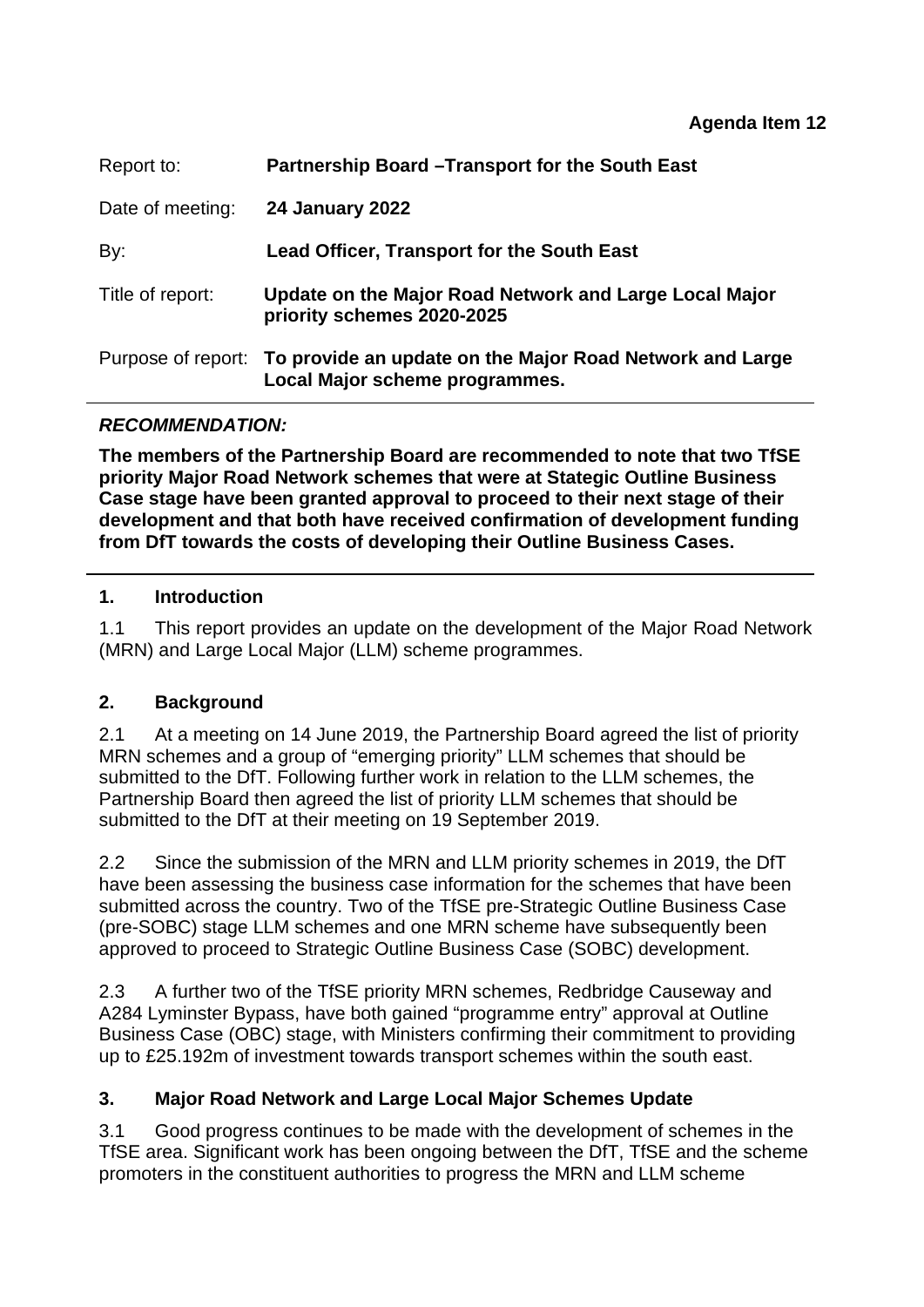**Agenda Item 12**

Report to: **Partnership Board –Transport for the South East**

Date of meeting: **24 January 2022**

By: **Lead Officer, Transport for the South East**

Title of report: **Update on the Major Road Network and Large Local Major priority schemes 2020-2025**

Purpose of report: **To provide an update on the Major Road Network and Large Local Major scheme programmes.**

---

***RECOMMENDATION:***

**The members of the Partnership Board are recommended to note that two TfSE priority Major Road Network schemes that were at Stategic Outline Business Case stage have been granted approval to proceed to their next stage of their development and that both have received confirmation of development funding from DfT towards the costs of developing their Outline Business Cases.**

---

## 1. Introduction

1.1 This report provides an update on the development of the Major Road Network (MRN) and Large Local Major (LLM) scheme programmes.

## 2. Background

2.1 At a meeting on 14 June 2019, the Partnership Board agreed the list of priority MRN schemes and a group of "emerging priority" LLM schemes that should be submitted to the DfT. Following further work in relation to the LLM schemes, the Partnership Board then agreed the list of priority LLM schemes that should be submitted to the DfT at their meeting on 19 September 2019.

2.2 Since the submission of the MRN and LLM priority schemes in 2019, the DfT have been assessing the business case information for the schemes that have been submitted across the country. Two of the TfSE pre-Strategic Outline Business Case (pre-SOBC) stage LLM schemes and one MRN scheme have subsequently been approved to proceed to Strategic Outline Business Case (SOBC) development.

2.3 A further two of the TfSE priority MRN schemes, Redbridge Causeway and A284 Lyminster Bypass, have both gained "programme entry" approval at Outline Business Case (OBC) stage, with Ministers confirming their commitment to providing up to £25.192m of investment towards transport schemes within the south east.

## 3. Major Road Network and Large Local Major Schemes Update

3.1 Good progress continues to be made with the development of schemes in the TfSE area. Significant work has been ongoing between the DfT, TfSE and the scheme promoters in the constituent authorities to progress the MRN and LLM scheme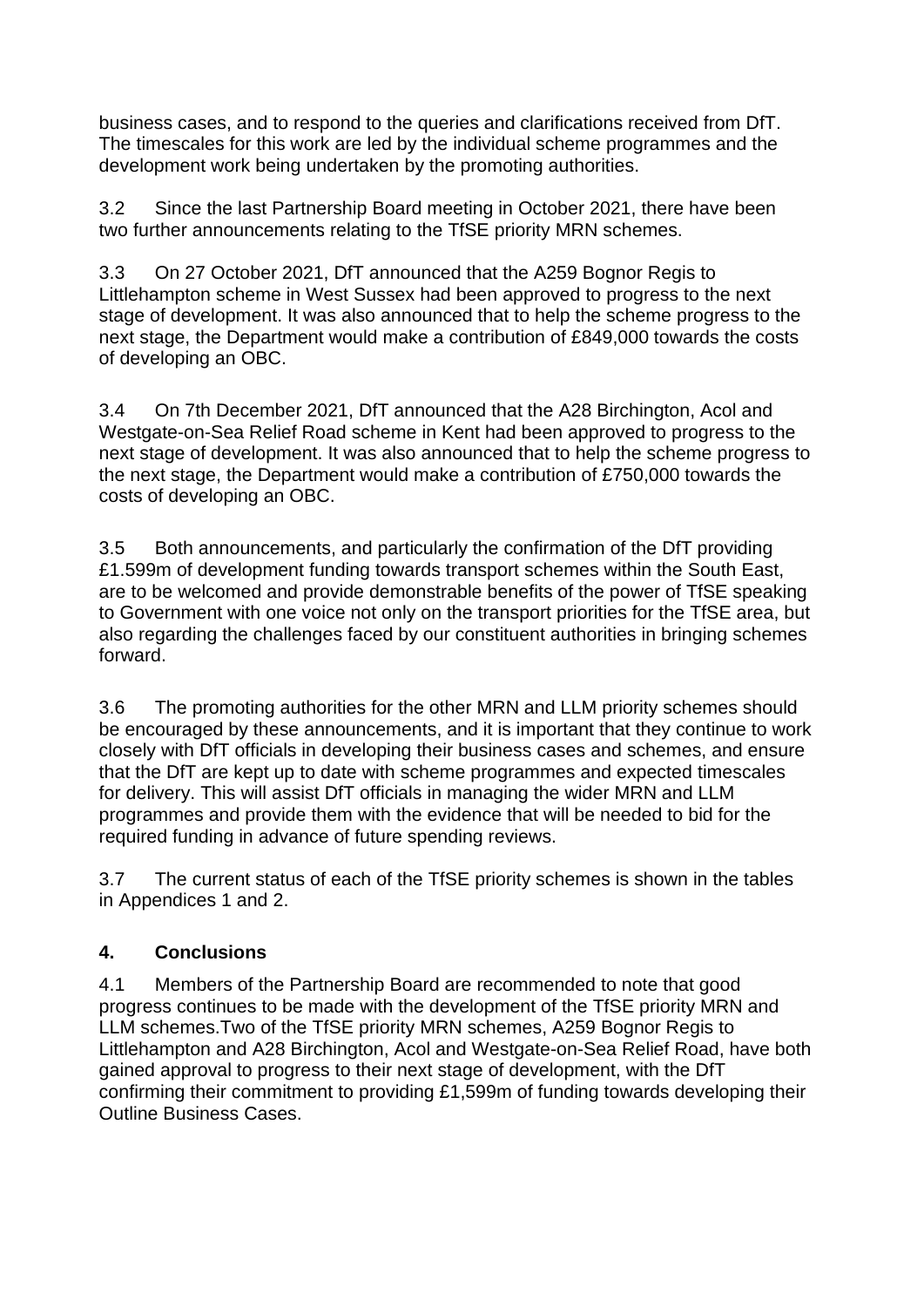business cases, and to respond to the queries and clarifications received from DfT. The timescales for this work are led by the individual scheme programmes and the development work being undertaken by the promoting authorities.

3.2 Since the last Partnership Board meeting in October 2021, there have been two further announcements relating to the TfSE priority MRN schemes.

3.3 On 27 October 2021, DfT announced that the A259 Bognor Regis to Littlehampton scheme in West Sussex had been approved to progress to the next stage of development. It was also announced that to help the scheme progress to the next stage, the Department would make a contribution of £849,000 towards the costs of developing an OBC.

3.4 On 7th December 2021, DfT announced that the A28 Birchington, Acol and Westgate-on-Sea Relief Road scheme in Kent had been approved to progress to the next stage of development. It was also announced that to help the scheme progress to the next stage, the Department would make a contribution of £750,000 towards the costs of developing an OBC.

3.5 Both announcements, and particularly the confirmation of the DfT providing £1.599m of development funding towards transport schemes within the South East, are to be welcomed and provide demonstrable benefits of the power of TfSE speaking to Government with one voice not only on the transport priorities for the TfSE area, but also regarding the challenges faced by our constituent authorities in bringing schemes forward.

3.6 The promoting authorities for the other MRN and LLM priority schemes should be encouraged by these announcements, and it is important that they continue to work closely with DfT officials in developing their business cases and schemes, and ensure that the DfT are kept up to date with scheme programmes and expected timescales for delivery. This will assist DfT officials in managing the wider MRN and LLM programmes and provide them with the evidence that will be needed to bid for the required funding in advance of future spending reviews.

3.7 The current status of each of the TfSE priority schemes is shown in the tables in Appendices 1 and 2.

## 4. Conclusions

4.1 Members of the Partnership Board are recommended to note that good progress continues to be made with the development of the TfSE priority MRN and LLM schemes.Two of the TfSE priority MRN schemes, A259 Bognor Regis to Littlehampton and A28 Birchington, Acol and Westgate-on-Sea Relief Road, have both gained approval to progress to their next stage of development, with the DfT confirming their commitment to providing £1,599m of funding towards developing their Outline Business Cases.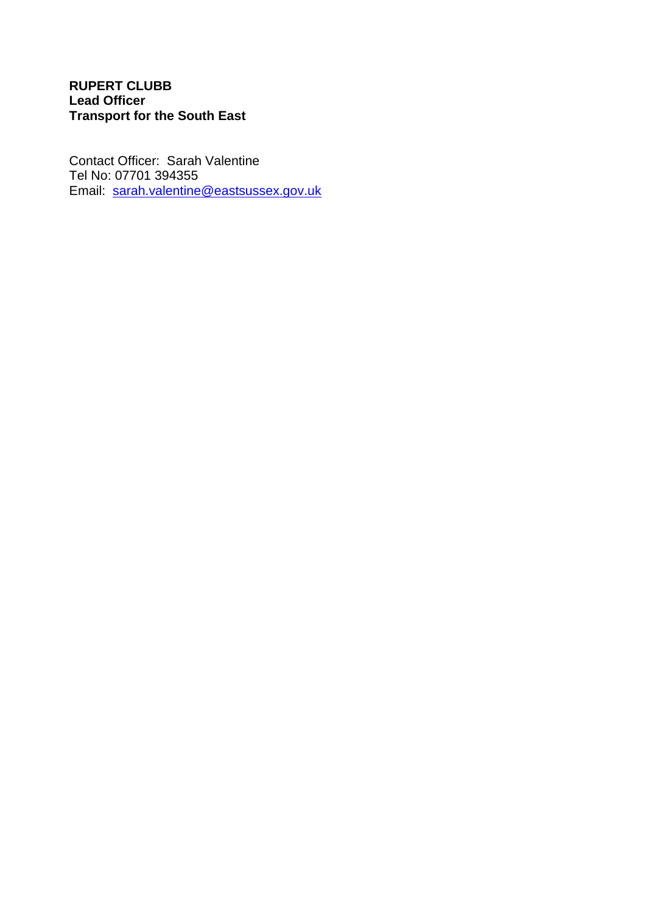**RUPERT CLUBB**
**Lead Officer**
**Transport for the South East**

Contact Officer: Sarah Valentine
Tel No: 07701 394355
Email: sarah.valentine@eastsussex.gov.uk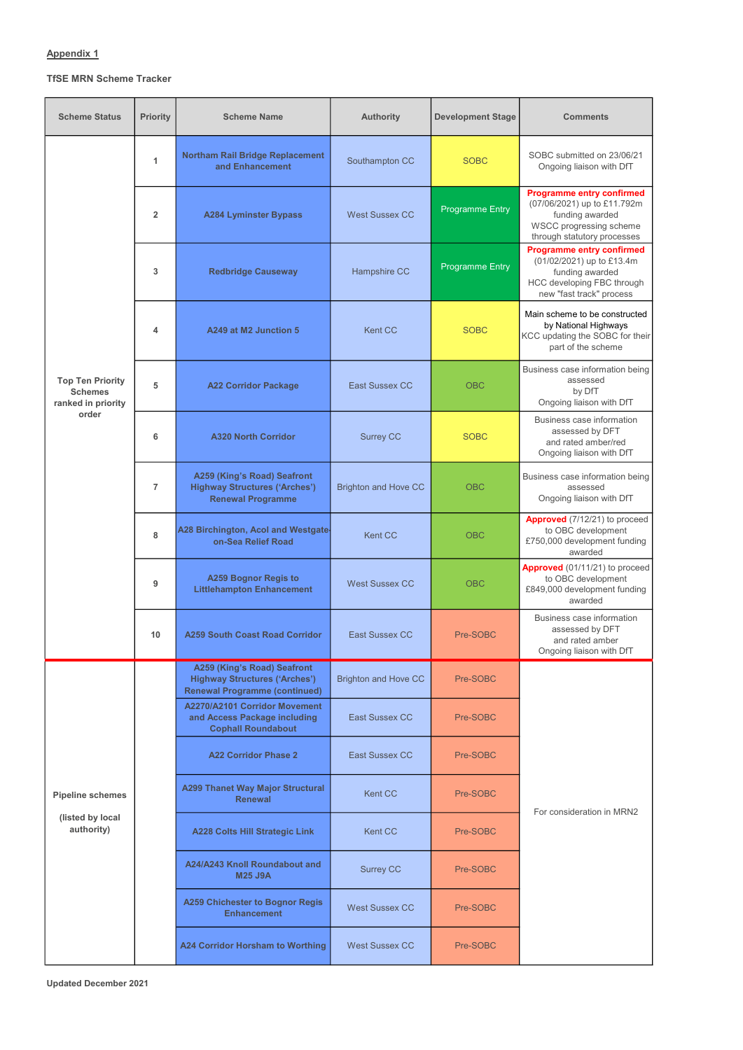**Appendix 1**

**TfSE MRN Scheme Tracker**

| Scheme Status | Priority | Scheme Name | Authority | Development Stage | Comments |
|---|---|---|---|---|---|
| Top Ten Priority Schemes ranked in priority order | 1 | Northam Rail Bridge Replacement and Enhancement | Southampton CC | SOBC | SOBC submitted on 23/06/21 Ongoing liaison with DfT |
| | 2 | A284 Lyminster Bypass | West Sussex CC | Programme Entry | **Programme entry confirmed** (07/06/2021) up to £11.792m funding awarded WSCC progressing scheme through statutory processes |
| | 3 | Redbridge Causeway | Hampshire CC | Programme Entry | **Programme entry confirmed** (01/02/2021) up to £13.4m funding awarded HCC developing FBC through new "fast track" process |
| | 4 | A249 at M2 Junction 5 | Kent CC | SOBC | Main scheme to be constructed by National Highways KCC updating the SOBC for their part of the scheme |
| | 5 | A22 Corridor Package | East Sussex CC | OBC | Business case information being assessed by DfT Ongoing liaison with DfT |
| | 6 | A320 North Corridor | Surrey CC | SOBC | Business case information assessed by DFT and rated amber/red Ongoing liaison with DfT |
| | 7 | A259 (King's Road) Seafront Highway Structures ('Arches') Renewal Programme | Brighton and Hove CC | OBC | Business case information being assessed Ongoing liaison with DfT |
| | 8 | A28 Birchington, Acol and Westgate-on-Sea Relief Road | Kent CC | OBC | **Approved** (7/12/21) to proceed to OBC development £750,000 development funding awarded |
| | 9 | A259 Bognor Regis to Littlehampton Enhancement | West Sussex CC | OBC | **Approved** (01/11/21) to proceed to OBC development £849,000 development funding awarded |
| | 10 | A259 South Coast Road Corridor | East Sussex CC | Pre-SOBC | Business case information assessed by DFT and rated amber Ongoing liaison with DfT |
| Pipeline schemes (listed by local authority) | | A259 (King's Road) Seafront Highway Structures ('Arches') Renewal Programme (continued) | Brighton and Hove CC | Pre-SOBC | For consideration in MRN2 |
| | | A2270/A2101 Corridor Movement and Access Package including Cophall Roundabout | East Sussex CC | Pre-SOBC | |
| | | A22 Corridor Phase 2 | East Sussex CC | Pre-SOBC | |
| | | A299 Thanet Way Major Structural Renewal | Kent CC | Pre-SOBC | |
| | | A228 Colts Hill Strategic Link | Kent CC | Pre-SOBC | |
| | | A24/A243 Knoll Roundabout and M25 J9A | Surrey CC | Pre-SOBC | |
| | | A259 Chichester to Bognor Regis Enhancement | West Sussex CC | Pre-SOBC | |
| | | A24 Corridor Horsham to Worthing | West Sussex CC | Pre-SOBC | |

**Updated December 2021**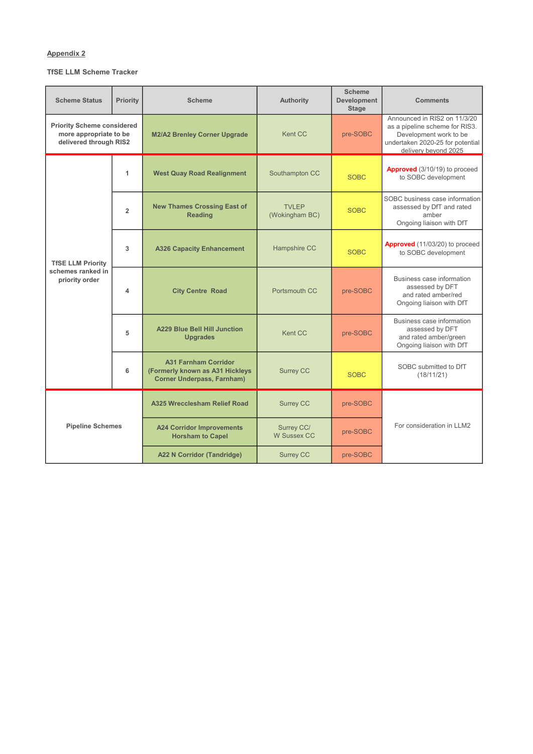**Appendix 2**

**TfSE LLM Scheme Tracker**

| Scheme Status | Priority | Scheme | Authority | Scheme Development Stage | Comments |
|---|---|---|---|---|---|
| **Priority Scheme considered more appropriate to be delivered through RIS2** | | **M2/A2 Brenley Corner Upgrade** | Kent CC | pre-SOBC | Announced in RIS2 on 11/3/20 as a pipeline scheme for RIS3. Development work to be undertaken 2020-25 for potential delivery beyond 2025 |
| **TfSE LLM Priority schemes ranked in priority order** | **1** | **West Quay Road Realignment** | Southampton CC | SOBC | **Approved** (3/10/19) to proceed to SOBC development |
| | **2** | **New Thames Crossing East of Reading** | TVLEP (Wokingham BC) | SOBC | SOBC business case information assessed by DfT and rated amber Ongoing liaison with DfT |
| | **3** | **A326 Capacity Enhancement** | Hampshire CC | SOBC | **Approved** (11/03/20) to proceed to SOBC development |
| | **4** | **City Centre Road** | Portsmouth CC | pre-SOBC | Business case information assessed by DFT and rated amber/red Ongoing liaison with DfT |
| | **5** | **A229 Blue Bell Hill Junction Upgrades** | Kent CC | pre-SOBC | Business case information assessed by DFT and rated amber/green Ongoing liaison with DfT |
| | **6** | **A31 Farnham Corridor (Formerly known as A31 Hickleys Corner Underpass, Farnham)** | Surrey CC | SOBC | SOBC submitted to DfT (18/11/21) |
| **Pipeline Schemes** | | **A325 Wrecclesham Relief Road** | Surrey CC | pre-SOBC | For consideration in LLM2 |
| | | **A24 Corridor Improvements Horsham to Capel** | Surrey CC/ W Sussex CC | pre-SOBC | |
| | | **A22 N Corridor (Tandridge)** | Surrey CC | pre-SOBC | |